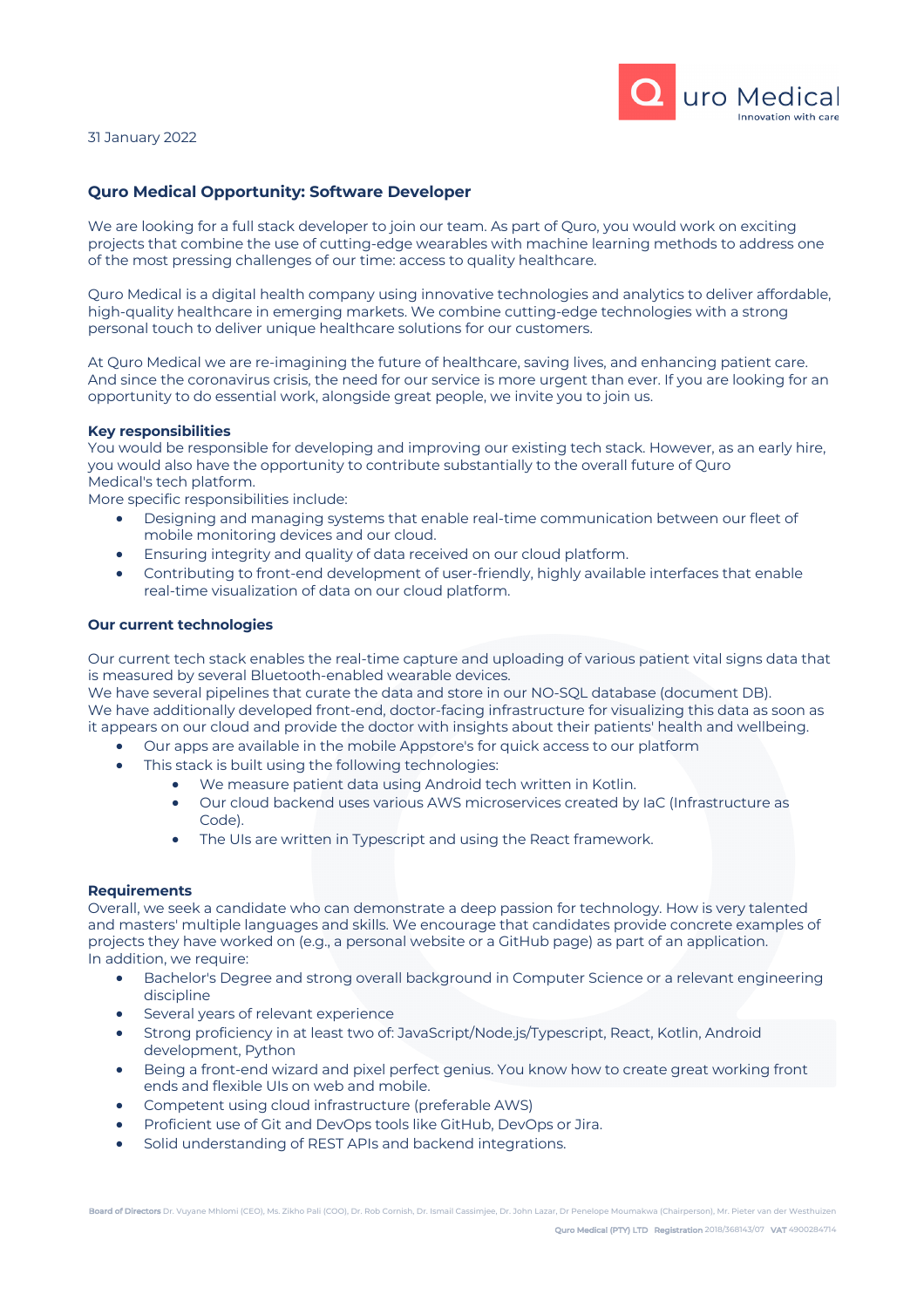Quro Medical
Innovation with care

31 January 2022

## Quro Medical Opportunity: Software Developer

We are looking for a full stack developer to join our team. As part of Quro, you would work on exciting projects that combine the use of cutting-edge wearables with machine learning methods to address one of the most pressing challenges of our time: access to quality healthcare.

Quro Medical is a digital health company using innovative technologies and analytics to deliver affordable, high-quality healthcare in emerging markets. We combine cutting-edge technologies with a strong personal touch to deliver unique healthcare solutions for our customers.

At Quro Medical we are re-imagining the future of healthcare, saving lives, and enhancing patient care. And since the coronavirus crisis, the need for our service is more urgent than ever. If you are looking for an opportunity to do essential work, alongside great people, we invite you to join us.

### Key responsibilities

You would be responsible for developing and improving our existing tech stack. However, as an early hire, you would also have the opportunity to contribute substantially to the overall future of Quro Medical's tech platform.
More specific responsibilities include:

- Designing and managing systems that enable real-time communication between our fleet of mobile monitoring devices and our cloud.
- Ensuring integrity and quality of data received on our cloud platform.
- Contributing to front-end development of user-friendly, highly available interfaces that enable real-time visualization of data on our cloud platform.

### Our current technologies

Our current tech stack enables the real-time capture and uploading of various patient vital signs data that is measured by several Bluetooth-enabled wearable devices.
We have several pipelines that curate the data and store in our NO-SQL database (document DB).
We have additionally developed front-end, doctor-facing infrastructure for visualizing this data as soon as it appears on our cloud and provide the doctor with insights about their patients' health and wellbeing.

- Our apps are available in the mobile Appstore's for quick access to our platform
- This stack is built using the following technologies:
    - We measure patient data using Android tech written in Kotlin.
    - Our cloud backend uses various AWS microservices created by IaC (Infrastructure as Code).
    - The UIs are written in Typescript and using the React framework.

### Requirements

Overall, we seek a candidate who can demonstrate a deep passion for technology. How is very talented and masters' multiple languages and skills. We encourage that candidates provide concrete examples of projects they have worked on (e.g., a personal website or a GitHub page) as part of an application.
In addition, we require:

- Bachelor's Degree and strong overall background in Computer Science or a relevant engineering discipline
- Several years of relevant experience
- Strong proficiency in at least two of: JavaScript/Node.js/Typescript, React, Kotlin, Android development, Python
- Being a front-end wizard and pixel perfect genius. You know how to create great working front ends and flexible UIs on web and mobile.
- Competent using cloud infrastructure (preferable AWS)
- Proficient use of Git and DevOps tools like GitHub, DevOps or Jira.
- Solid understanding of REST APIs and backend integrations.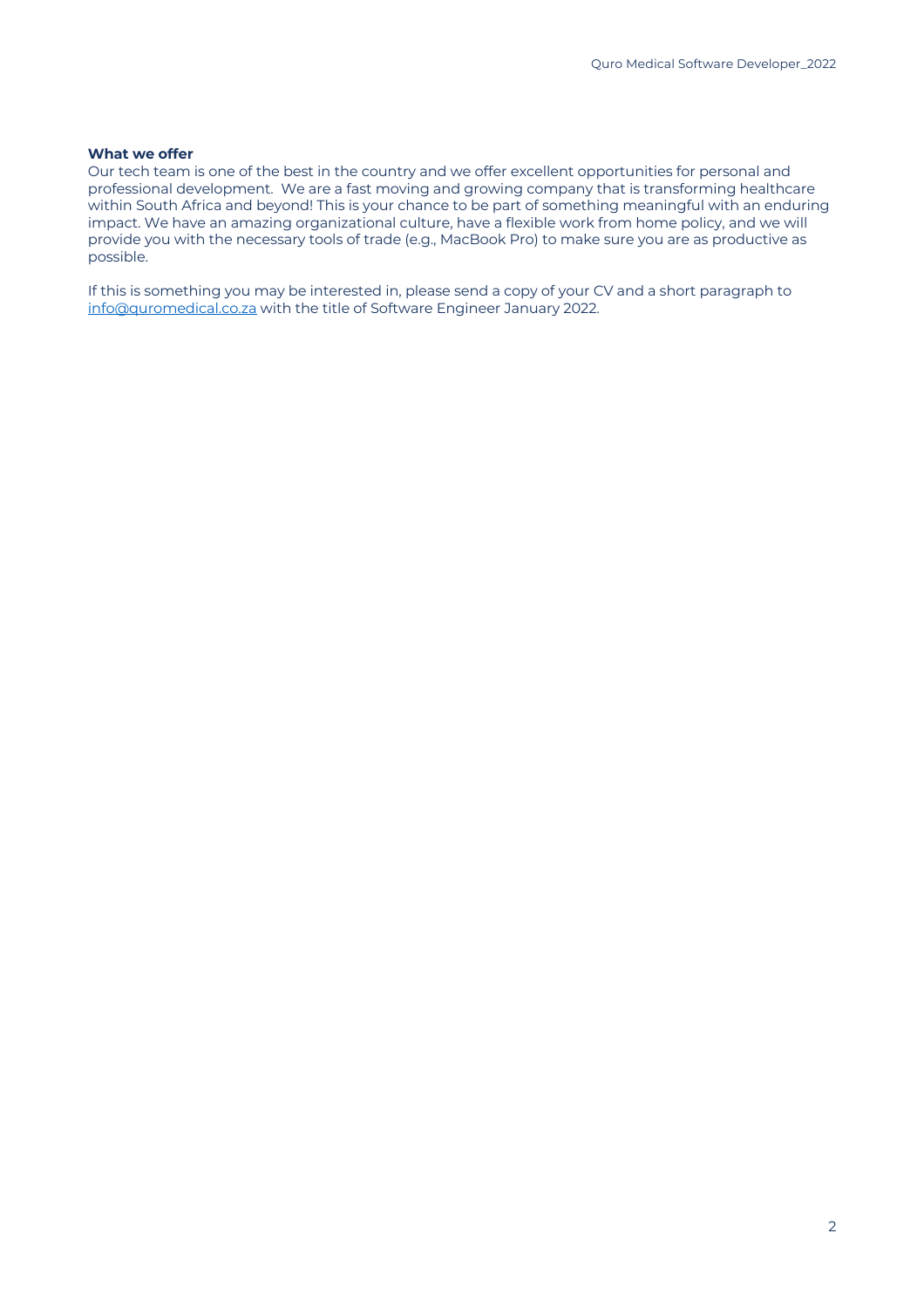**What we offer**

Our tech team is one of the best in the country and we offer excellent opportunities for personal and professional development. We are a fast moving and growing company that is transforming healthcare within South Africa and beyond! This is your chance to be part of something meaningful with an enduring impact. We have an amazing organizational culture, have a flexible work from home policy, and we will provide you with the necessary tools of trade (e.g., MacBook Pro) to make sure you are as productive as possible.

If this is something you may be interested in, please send a copy of your CV and a short paragraph to [info@quromedical.co.za](mailto:info@quromedical.co.za) with the title of Software Engineer January 2022.